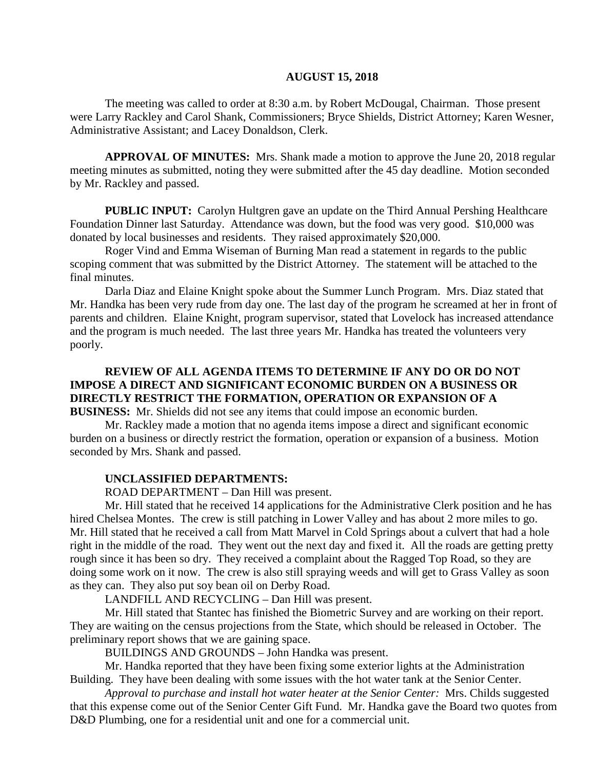**AUGUST 15, 2018**

The meeting was called to order at 8:30 a.m. by Robert McDougal, Chairman. Those present were Larry Rackley and Carol Shank, Commissioners; Bryce Shields, District Attorney; Karen Wesner, Administrative Assistant; and Lacey Donaldson, Clerk.

**APPROVAL OF MINUTES:** Mrs. Shank made a motion to approve the June 20, 2018 regular meeting minutes as submitted, noting they were submitted after the 45 day deadline. Motion seconded by Mr. Rackley and passed.

**PUBLIC INPUT:** Carolyn Hultgren gave an update on the Third Annual Pershing Healthcare Foundation Dinner last Saturday. Attendance was down, but the food was very good. $10,000 was donated by local businesses and residents. They raised approximately $20,000.

Roger Vind and Emma Wiseman of Burning Man read a statement in regards to the public scoping comment that was submitted by the District Attorney. The statement will be attached to the final minutes.

Darla Diaz and Elaine Knight spoke about the Summer Lunch Program. Mrs. Diaz stated that Mr. Handka has been very rude from day one. The last day of the program he screamed at her in front of parents and children. Elaine Knight, program supervisor, stated that Lovelock has increased attendance and the program is much needed. The last three years Mr. Handka has treated the volunteers very poorly.

**REVIEW OF ALL AGENDA ITEMS TO DETERMINE IF ANY DO OR DO NOT IMPOSE A DIRECT AND SIGNIFICANT ECONOMIC BURDEN ON A BUSINESS OR DIRECTLY RESTRICT THE FORMATION, OPERATION OR EXPANSION OF A BUSINESS:** Mr. Shields did not see any items that could impose an economic burden.

Mr. Rackley made a motion that no agenda items impose a direct and significant economic burden on a business or directly restrict the formation, operation or expansion of a business. Motion seconded by Mrs. Shank and passed.

**UNCLASSIFIED DEPARTMENTS:**

ROAD DEPARTMENT – Dan Hill was present.

Mr. Hill stated that he received 14 applications for the Administrative Clerk position and he has hired Chelsea Montes. The crew is still patching in Lower Valley and has about 2 more miles to go. Mr. Hill stated that he received a call from Matt Marvel in Cold Springs about a culvert that had a hole right in the middle of the road. They went out the next day and fixed it. All the roads are getting pretty rough since it has been so dry. They received a complaint about the Ragged Top Road, so they are doing some work on it now. The crew is also still spraying weeds and will get to Grass Valley as soon as they can. They also put soy bean oil on Derby Road.

LANDFILL AND RECYCLING – Dan Hill was present.

Mr. Hill stated that Stantec has finished the Biometric Survey and are working on their report. They are waiting on the census projections from the State, which should be released in October. The preliminary report shows that we are gaining space.

BUILDINGS AND GROUNDS – John Handka was present.

Mr. Handka reported that they have been fixing some exterior lights at the Administration Building. They have been dealing with some issues with the hot water tank at the Senior Center.

*Approval to purchase and install hot water heater at the Senior Center:* Mrs. Childs suggested that this expense come out of the Senior Center Gift Fund. Mr. Handka gave the Board two quotes from D&D Plumbing, one for a residential unit and one for a commercial unit.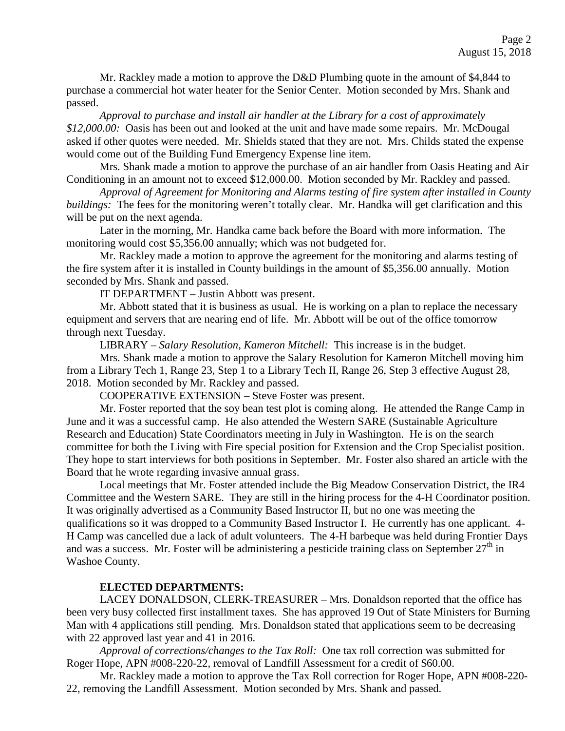Mr. Rackley made a motion to approve the D&D Plumbing quote in the amount of $4,844 to purchase a commercial hot water heater for the Senior Center. Motion seconded by Mrs. Shank and passed.

*Approval to purchase and install air handler at the Library for a cost of approximately $12,000.00:* Oasis has been out and looked at the unit and have made some repairs. Mr. McDougal asked if other quotes were needed. Mr. Shields stated that they are not. Mrs. Childs stated the expense would come out of the Building Fund Emergency Expense line item.

Mrs. Shank made a motion to approve the purchase of an air handler from Oasis Heating and Air Conditioning in an amount not to exceed $12,000.00. Motion seconded by Mr. Rackley and passed.

*Approval of Agreement for Monitoring and Alarms testing of fire system after installed in County buildings:* The fees for the monitoring weren't totally clear. Mr. Handka will get clarification and this will be put on the next agenda.

Later in the morning, Mr. Handka came back before the Board with more information. The monitoring would cost $5,356.00 annually; which was not budgeted for.

Mr. Rackley made a motion to approve the agreement for the monitoring and alarms testing of the fire system after it is installed in County buildings in the amount of $5,356.00 annually. Motion seconded by Mrs. Shank and passed.

IT DEPARTMENT – Justin Abbott was present.

Mr. Abbott stated that it is business as usual. He is working on a plan to replace the necessary equipment and servers that are nearing end of life. Mr. Abbott will be out of the office tomorrow through next Tuesday.

LIBRARY – *Salary Resolution, Kameron Mitchell:* This increase is in the budget.

Mrs. Shank made a motion to approve the Salary Resolution for Kameron Mitchell moving him from a Library Tech 1, Range 23, Step 1 to a Library Tech II, Range 26, Step 3 effective August 28, 2018. Motion seconded by Mr. Rackley and passed.

COOPERATIVE EXTENSION – Steve Foster was present.

Mr. Foster reported that the soy bean test plot is coming along. He attended the Range Camp in June and it was a successful camp. He also attended the Western SARE (Sustainable Agriculture Research and Education) State Coordinators meeting in July in Washington. He is on the search committee for both the Living with Fire special position for Extension and the Crop Specialist position. They hope to start interviews for both positions in September. Mr. Foster also shared an article with the Board that he wrote regarding invasive annual grass.

Local meetings that Mr. Foster attended include the Big Meadow Conservation District, the IR4 Committee and the Western SARE. They are still in the hiring process for the 4-H Coordinator position. It was originally advertised as a Community Based Instructor II, but no one was meeting the qualifications so it was dropped to a Community Based Instructor I. He currently has one applicant. 4-H Camp was cancelled due a lack of adult volunteers. The 4-H barbeque was held during Frontier Days and was a success. Mr. Foster will be administering a pesticide training class on September 27th in Washoe County.

**ELECTED DEPARTMENTS:**

LACEY DONALDSON, CLERK-TREASURER – Mrs. Donaldson reported that the office has been very busy collected first installment taxes. She has approved 19 Out of State Ministers for Burning Man with 4 applications still pending. Mrs. Donaldson stated that applications seem to be decreasing with 22 approved last year and 41 in 2016.

*Approval of corrections/changes to the Tax Roll:* One tax roll correction was submitted for Roger Hope, APN #008-220-22, removal of Landfill Assessment for a credit of $60.00.

Mr. Rackley made a motion to approve the Tax Roll correction for Roger Hope, APN #008-220-22, removing the Landfill Assessment. Motion seconded by Mrs. Shank and passed.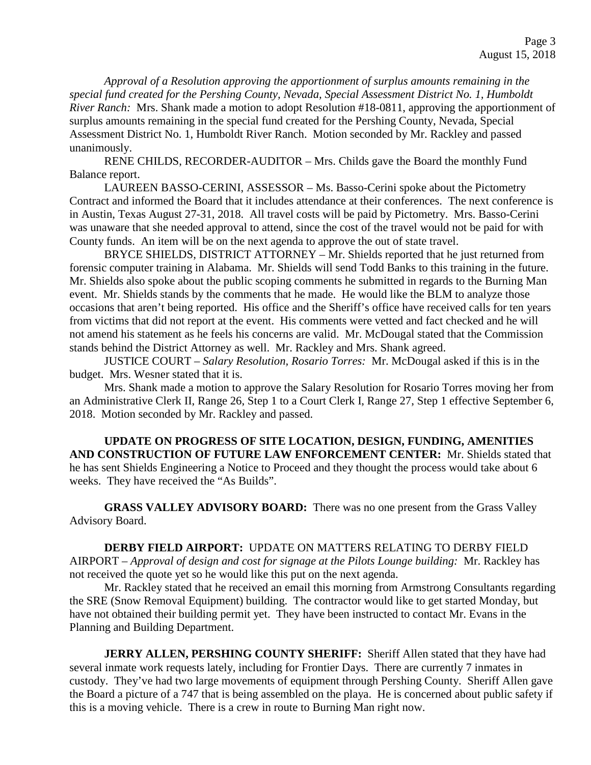*Approval of a Resolution approving the apportionment of surplus amounts remaining in the special fund created for the Pershing County, Nevada, Special Assessment District No. 1, Humboldt River Ranch:* Mrs. Shank made a motion to adopt Resolution #18-0811, approving the apportionment of surplus amounts remaining in the special fund created for the Pershing County, Nevada, Special Assessment District No. 1, Humboldt River Ranch. Motion seconded by Mr. Rackley and passed unanimously.

RENE CHILDS, RECORDER-AUDITOR – Mrs. Childs gave the Board the monthly Fund Balance report.

LAUREEN BASSO-CERINI, ASSESSOR – Ms. Basso-Cerini spoke about the Pictometry Contract and informed the Board that it includes attendance at their conferences. The next conference is in Austin, Texas August 27-31, 2018. All travel costs will be paid by Pictometry. Mrs. Basso-Cerini was unaware that she needed approval to attend, since the cost of the travel would not be paid for with County funds. An item will be on the next agenda to approve the out of state travel.

BRYCE SHIELDS, DISTRICT ATTORNEY – Mr. Shields reported that he just returned from forensic computer training in Alabama. Mr. Shields will send Todd Banks to this training in the future. Mr. Shields also spoke about the public scoping comments he submitted in regards to the Burning Man event. Mr. Shields stands by the comments that he made. He would like the BLM to analyze those occasions that aren't being reported. His office and the Sheriff's office have received calls for ten years from victims that did not report at the event. His comments were vetted and fact checked and he will not amend his statement as he feels his concerns are valid. Mr. McDougal stated that the Commission stands behind the District Attorney as well. Mr. Rackley and Mrs. Shank agreed.

JUSTICE COURT – *Salary Resolution, Rosario Torres:* Mr. McDougal asked if this is in the budget. Mrs. Wesner stated that it is.

Mrs. Shank made a motion to approve the Salary Resolution for Rosario Torres moving her from an Administrative Clerk II, Range 26, Step 1 to a Court Clerk I, Range 27, Step 1 effective September 6, 2018. Motion seconded by Mr. Rackley and passed.

**UPDATE ON PROGRESS OF SITE LOCATION, DESIGN, FUNDING, AMENITIES AND CONSTRUCTION OF FUTURE LAW ENFORCEMENT CENTER:** Mr. Shields stated that he has sent Shields Engineering a Notice to Proceed and they thought the process would take about 6 weeks. They have received the "As Builds".

**GRASS VALLEY ADVISORY BOARD:** There was no one present from the Grass Valley Advisory Board.

**DERBY FIELD AIRPORT:** UPDATE ON MATTERS RELATING TO DERBY FIELD AIRPORT – *Approval of design and cost for signage at the Pilots Lounge building:* Mr. Rackley has not received the quote yet so he would like this put on the next agenda.

Mr. Rackley stated that he received an email this morning from Armstrong Consultants regarding the SRE (Snow Removal Equipment) building. The contractor would like to get started Monday, but have not obtained their building permit yet. They have been instructed to contact Mr. Evans in the Planning and Building Department.

**JERRY ALLEN, PERSHING COUNTY SHERIFF:** Sheriff Allen stated that they have had several inmate work requests lately, including for Frontier Days. There are currently 7 inmates in custody. They've had two large movements of equipment through Pershing County. Sheriff Allen gave the Board a picture of a 747 that is being assembled on the playa. He is concerned about public safety if this is a moving vehicle. There is a crew in route to Burning Man right now.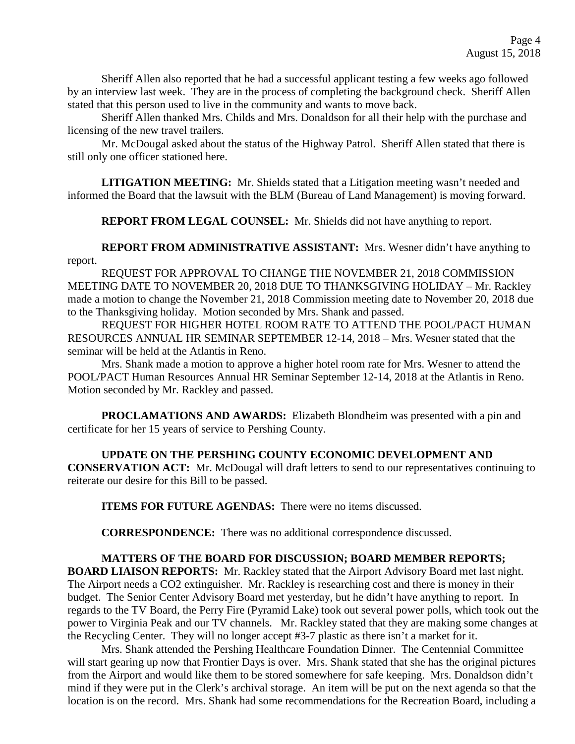Sheriff Allen also reported that he had a successful applicant testing a few weeks ago followed by an interview last week. They are in the process of completing the background check. Sheriff Allen stated that this person used to live in the community and wants to move back.

Sheriff Allen thanked Mrs. Childs and Mrs. Donaldson for all their help with the purchase and licensing of the new travel trailers.

Mr. McDougal asked about the status of the Highway Patrol. Sheriff Allen stated that there is still only one officer stationed here.

**LITIGATION MEETING:** Mr. Shields stated that a Litigation meeting wasn't needed and informed the Board that the lawsuit with the BLM (Bureau of Land Management) is moving forward.

**REPORT FROM LEGAL COUNSEL:** Mr. Shields did not have anything to report.

**REPORT FROM ADMINISTRATIVE ASSISTANT:** Mrs. Wesner didn't have anything to report.

REQUEST FOR APPROVAL TO CHANGE THE NOVEMBER 21, 2018 COMMISSION MEETING DATE TO NOVEMBER 20, 2018 DUE TO THANKSGIVING HOLIDAY – Mr. Rackley made a motion to change the November 21, 2018 Commission meeting date to November 20, 2018 due to the Thanksgiving holiday. Motion seconded by Mrs. Shank and passed.

REQUEST FOR HIGHER HOTEL ROOM RATE TO ATTEND THE POOL/PACT HUMAN RESOURCES ANNUAL HR SEMINAR SEPTEMBER 12-14, 2018 – Mrs. Wesner stated that the seminar will be held at the Atlantis in Reno.

Mrs. Shank made a motion to approve a higher hotel room rate for Mrs. Wesner to attend the POOL/PACT Human Resources Annual HR Seminar September 12-14, 2018 at the Atlantis in Reno. Motion seconded by Mr. Rackley and passed.

**PROCLAMATIONS AND AWARDS:** Elizabeth Blondheim was presented with a pin and certificate for her 15 years of service to Pershing County.

**UPDATE ON THE PERSHING COUNTY ECONOMIC DEVELOPMENT AND CONSERVATION ACT:** Mr. McDougal will draft letters to send to our representatives continuing to reiterate our desire for this Bill to be passed.

**ITEMS FOR FUTURE AGENDAS:** There were no items discussed.

**CORRESPONDENCE:** There was no additional correspondence discussed.

**MATTERS OF THE BOARD FOR DISCUSSION; BOARD MEMBER REPORTS; BOARD LIAISON REPORTS:** Mr. Rackley stated that the Airport Advisory Board met last night. The Airport needs a $CO_2$ extinguisher. Mr. Rackley is researching cost and there is money in their budget. The Senior Center Advisory Board met yesterday, but he didn't have anything to report. In regards to the TV Board, the Perry Fire (Pyramid Lake) took out several power polls, which took out the power to Virginia Peak and our TV channels. Mr. Rackley stated that they are making some changes at the Recycling Center. They will no longer accept #3-7 plastic as there isn't a market for it.

Mrs. Shank attended the Pershing Healthcare Foundation Dinner. The Centennial Committee will start gearing up now that Frontier Days is over. Mrs. Shank stated that she has the original pictures from the Airport and would like them to be stored somewhere for safe keeping. Mrs. Donaldson didn't mind if they were put in the Clerk's archival storage. An item will be put on the next agenda so that the location is on the record. Mrs. Shank had some recommendations for the Recreation Board, including a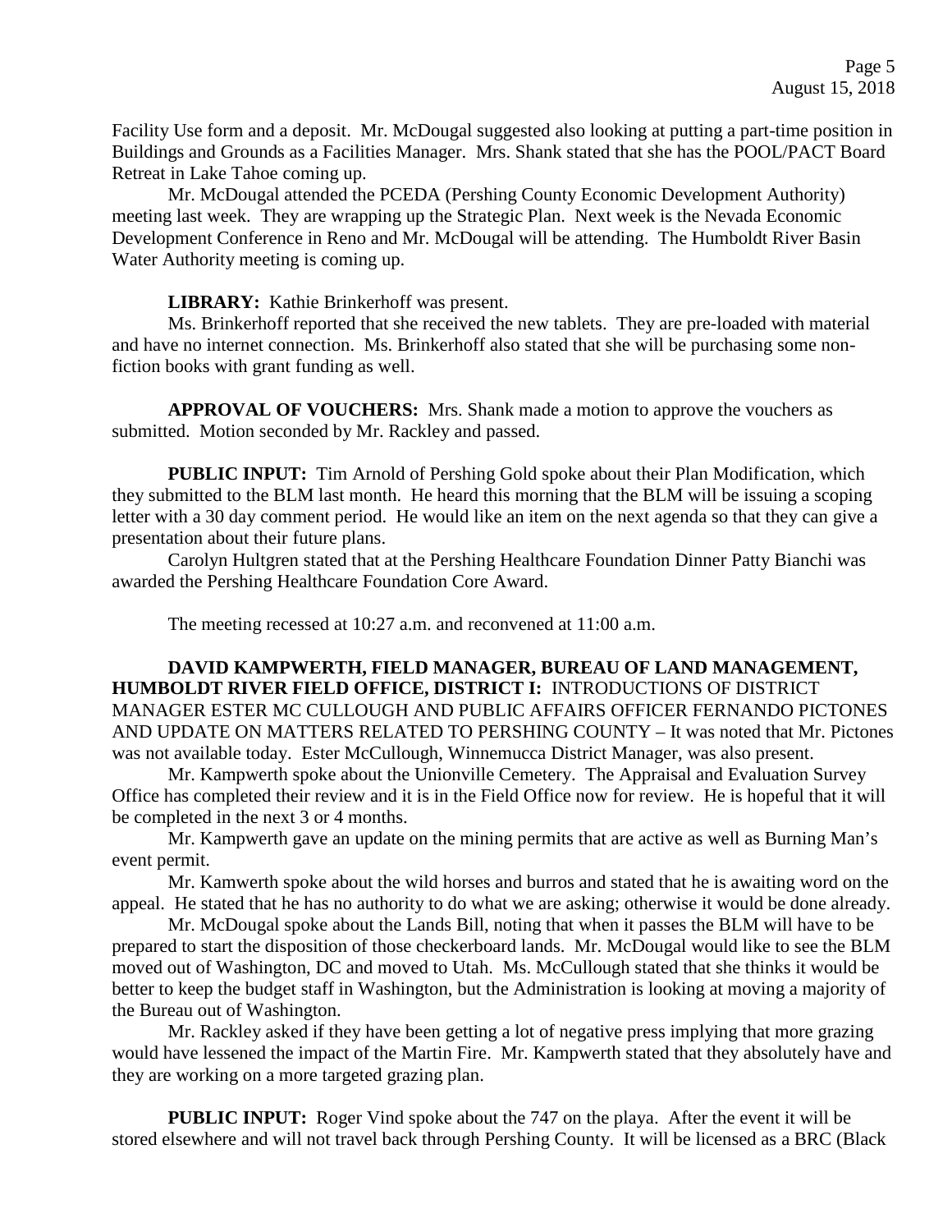Facility Use form and a deposit. Mr. McDougal suggested also looking at putting a part-time position in Buildings and Grounds as a Facilities Manager. Mrs. Shank stated that she has the POOL/PACT Board Retreat in Lake Tahoe coming up.

Mr. McDougal attended the PCEDA (Pershing County Economic Development Authority) meeting last week. They are wrapping up the Strategic Plan. Next week is the Nevada Economic Development Conference in Reno and Mr. McDougal will be attending. The Humboldt River Basin Water Authority meeting is coming up.

**LIBRARY:** Kathie Brinkerhoff was present.

Ms. Brinkerhoff reported that she received the new tablets. They are pre-loaded with material and have no internet connection. Ms. Brinkerhoff also stated that she will be purchasing some non-fiction books with grant funding as well.

**APPROVAL OF VOUCHERS:** Mrs. Shank made a motion to approve the vouchers as submitted. Motion seconded by Mr. Rackley and passed.

**PUBLIC INPUT:** Tim Arnold of Pershing Gold spoke about their Plan Modification, which they submitted to the BLM last month. He heard this morning that the BLM will be issuing a scoping letter with a 30 day comment period. He would like an item on the next agenda so that they can give a presentation about their future plans.

Carolyn Hultgren stated that at the Pershing Healthcare Foundation Dinner Patty Bianchi was awarded the Pershing Healthcare Foundation Core Award.

The meeting recessed at 10:27 a.m. and reconvened at 11:00 a.m.

**DAVID KAMPWERTH, FIELD MANAGER, BUREAU OF LAND MANAGEMENT, HUMBOLDT RIVER FIELD OFFICE, DISTRICT I:** INTRODUCTIONS OF DISTRICT MANAGER ESTER MC CULLOUGH AND PUBLIC AFFAIRS OFFICER FERNANDO PICTONES AND UPDATE ON MATTERS RELATED TO PERSHING COUNTY – It was noted that Mr. Pictones was not available today. Ester McCullough, Winnemucca District Manager, was also present.

Mr. Kampwerth spoke about the Unionville Cemetery. The Appraisal and Evaluation Survey Office has completed their review and it is in the Field Office now for review. He is hopeful that it will be completed in the next 3 or 4 months.

Mr. Kampwerth gave an update on the mining permits that are active as well as Burning Man's event permit.

Mr. Kamwerth spoke about the wild horses and burros and stated that he is awaiting word on the appeal. He stated that he has no authority to do what we are asking; otherwise it would be done already.

Mr. McDougal spoke about the Lands Bill, noting that when it passes the BLM will have to be prepared to start the disposition of those checkerboard lands. Mr. McDougal would like to see the BLM moved out of Washington, DC and moved to Utah. Ms. McCullough stated that she thinks it would be better to keep the budget staff in Washington, but the Administration is looking at moving a majority of the Bureau out of Washington.

Mr. Rackley asked if they have been getting a lot of negative press implying that more grazing would have lessened the impact of the Martin Fire. Mr. Kampwerth stated that they absolutely have and they are working on a more targeted grazing plan.

**PUBLIC INPUT:** Roger Vind spoke about the 747 on the playa. After the event it will be stored elsewhere and will not travel back through Pershing County. It will be licensed as a BRC (Black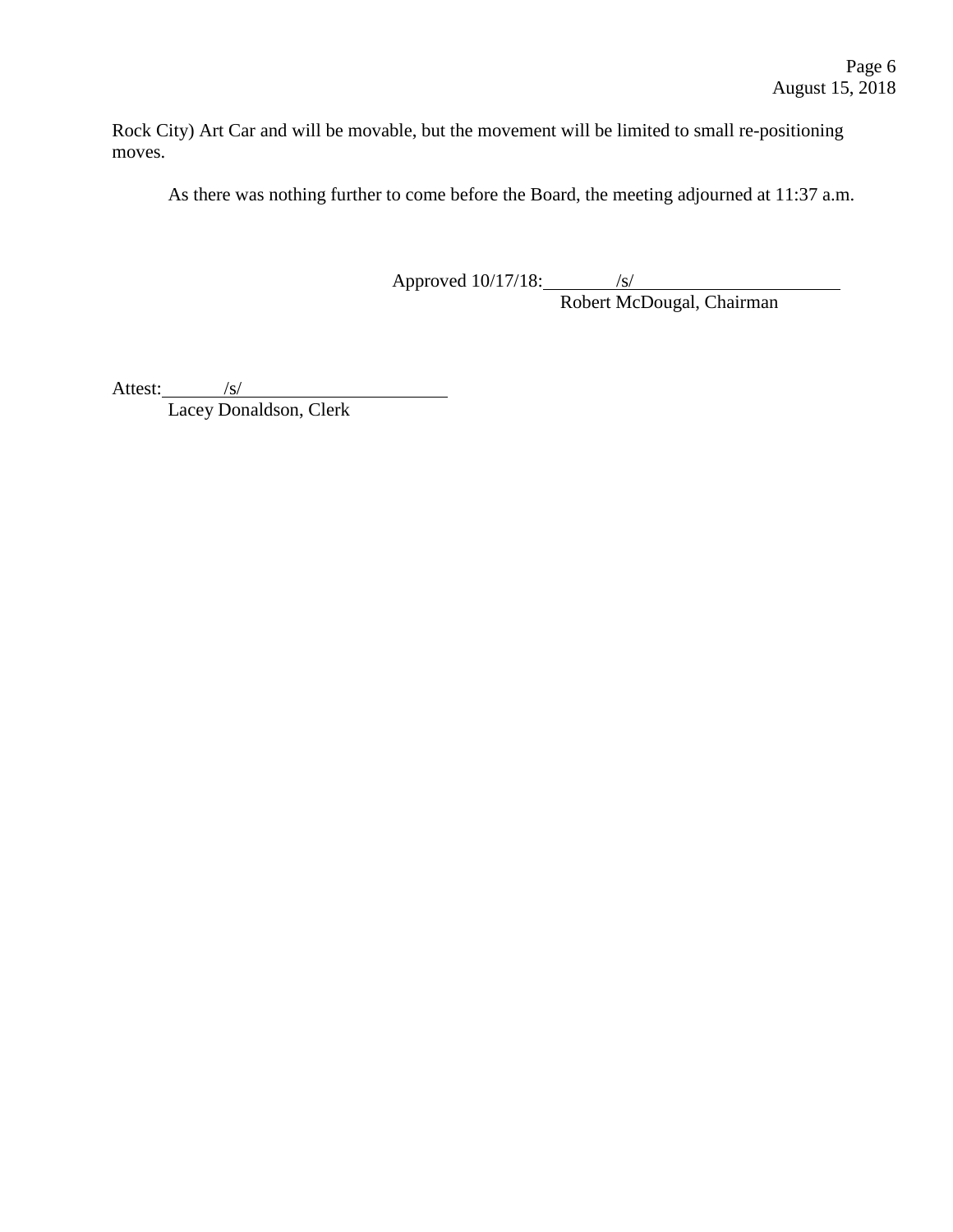Rock City) Art Car and will be movable, but the movement will be limited to small re-positioning moves.

As there was nothing further to come before the Board, the meeting adjourned at 11:37 a.m.

Approved 10/17/18: /s/
Robert McDougal, Chairman

Attest: /s/
Lacey Donaldson, Clerk